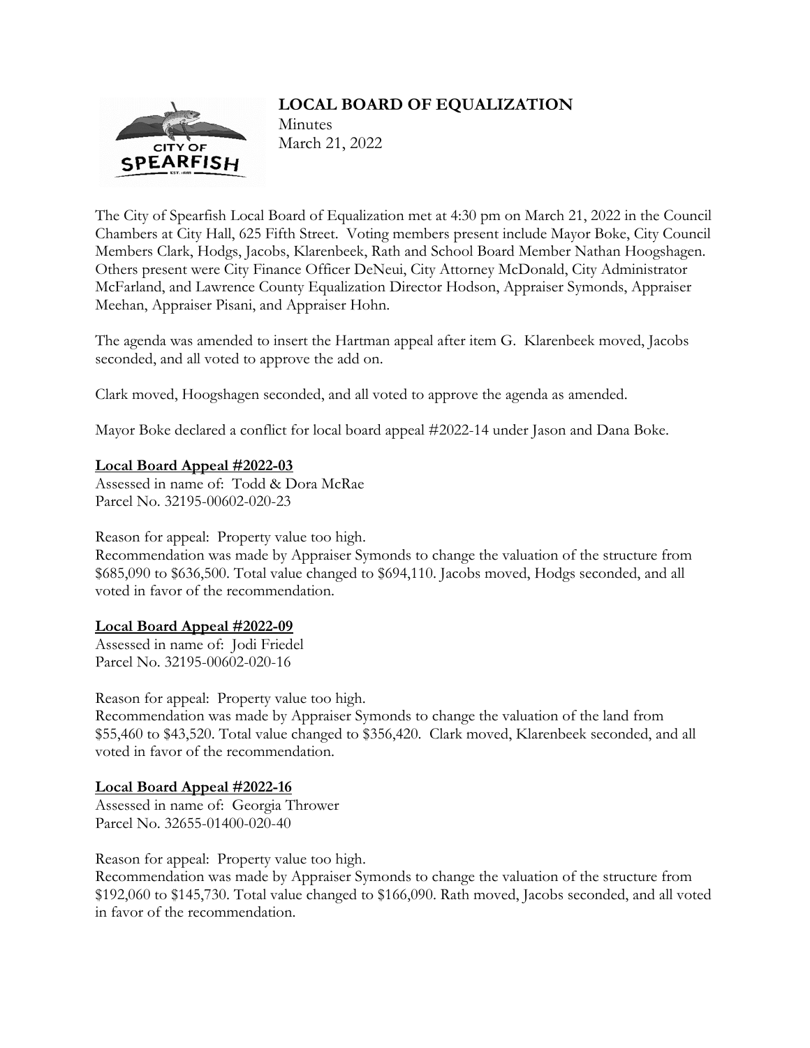# LOCAL BOARD OF EQUALIZATION

Minutes
March 21, 2022

The City of Spearfish Local Board of Equalization met at 4:30 pm on March 21, 2022 in the Council Chambers at City Hall, 625 Fifth Street. Voting members present include Mayor Boke, City Council Members Clark, Hodgs, Jacobs, Klarenbeek, Rath and School Board Member Nathan Hoogshagen. Others present were City Finance Officer DeNeui, City Attorney McDonald, City Administrator McFarland, and Lawrence County Equalization Director Hodson, Appraiser Symonds, Appraiser Meehan, Appraiser Pisani, and Appraiser Hohn.

The agenda was amended to insert the Hartman appeal after item G. Klarenbeek moved, Jacobs seconded, and all voted to approve the add on.

Clark moved, Hoogshagen seconded, and all voted to approve the agenda as amended.

Mayor Boke declared a conflict for local board appeal #2022-14 under Jason and Dana Boke.

**Local Board Appeal #2022-03**

Assessed in name of: Todd & Dora McRae
Parcel No. 32195-00602-020-23

Reason for appeal: Property value too high.
Recommendation was made by Appraiser Symonds to change the valuation of the structure from $685,090 to $636,500. Total value changed to $694,110. Jacobs moved, Hodgs seconded, and all voted in favor of the recommendation.

**Local Board Appeal #2022-09**

Assessed in name of: Jodi Friedel
Parcel No. 32195-00602-020-16

Reason for appeal: Property value too high.
Recommendation was made by Appraiser Symonds to change the valuation of the land from $55,460 to $43,520. Total value changed to $356,420. Clark moved, Klarenbeek seconded, and all voted in favor of the recommendation.

**Local Board Appeal #2022-16**

Assessed in name of: Georgia Thrower
Parcel No. 32655-01400-020-40

Reason for appeal: Property value too high.
Recommendation was made by Appraiser Symonds to change the valuation of the structure from $192,060 to $145,730. Total value changed to $166,090. Rath moved, Jacobs seconded, and all voted in favor of the recommendation.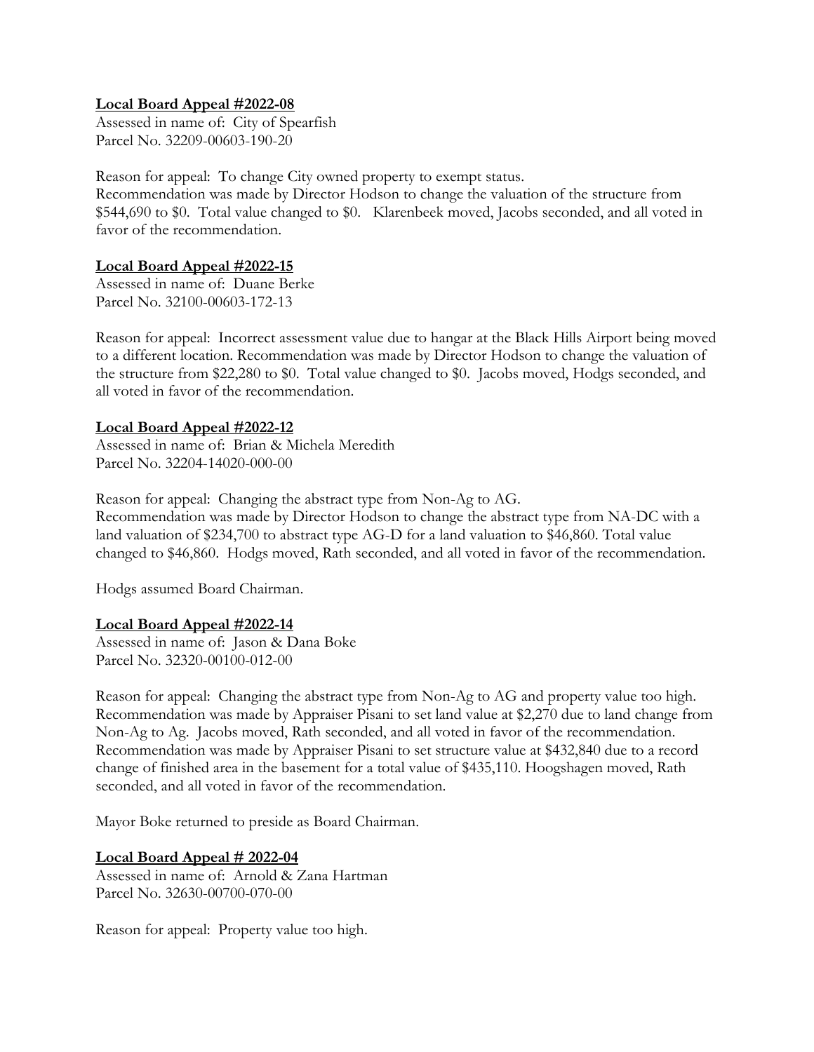**Local Board Appeal #2022-08**

Assessed in name of: City of Spearfish
Parcel No. 32209-00603-190-20

Reason for appeal: To change City owned property to exempt status.
Recommendation was made by Director Hodson to change the valuation of the structure from $544,690 to $0. Total value changed to $0. Klarenbeek moved, Jacobs seconded, and all voted in favor of the recommendation.

**Local Board Appeal #2022-15**

Assessed in name of: Duane Berke
Parcel No. 32100-00603-172-13

Reason for appeal: Incorrect assessment value due to hangar at the Black Hills Airport being moved to a different location. Recommendation was made by Director Hodson to change the valuation of the structure from $22,280 to $0. Total value changed to $0. Jacobs moved, Hodgs seconded, and all voted in favor of the recommendation.

**Local Board Appeal #2022-12**

Assessed in name of: Brian & Michela Meredith
Parcel No. 32204-14020-000-00

Reason for appeal: Changing the abstract type from Non-Ag to AG.
Recommendation was made by Director Hodson to change the abstract type from NA-DC with a land valuation of $234,700 to abstract type AG-D for a land valuation to $46,860. Total value changed to $46,860. Hodgs moved, Rath seconded, and all voted in favor of the recommendation.

Hodgs assumed Board Chairman.

**Local Board Appeal #2022-14**

Assessed in name of: Jason & Dana Boke
Parcel No. 32320-00100-012-00

Reason for appeal: Changing the abstract type from Non-Ag to AG and property value too high.
Recommendation was made by Appraiser Pisani to set land value at $2,270 due to land change from Non-Ag to Ag. Jacobs moved, Rath seconded, and all voted in favor of the recommendation.
Recommendation was made by Appraiser Pisani to set structure value at $432,840 due to a record change of finished area in the basement for a total value of $435,110. Hoogshagen moved, Rath seconded, and all voted in favor of the recommendation.

Mayor Boke returned to preside as Board Chairman.

**Local Board Appeal # 2022-04**

Assessed in name of: Arnold & Zana Hartman
Parcel No. 32630-00700-070-00

Reason for appeal: Property value too high.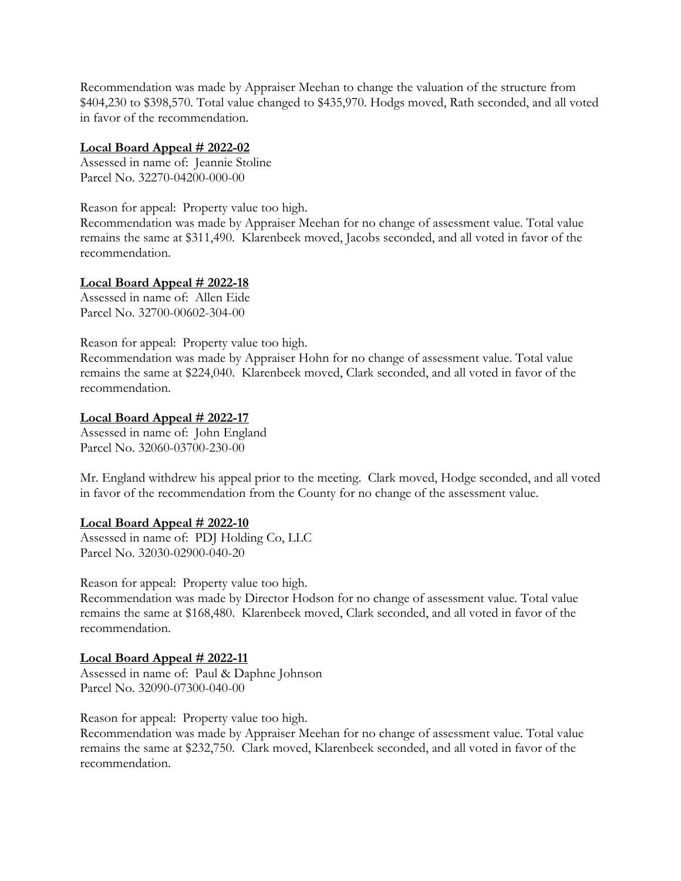Recommendation was made by Appraiser Meehan to change the valuation of the structure from $404,230 to $398,570. Total value changed to $435,970. Hodgs moved, Rath seconded, and all voted in favor of the recommendation.

**Local Board Appeal # 2022-02**

Assessed in name of: Jeannie Stoline
Parcel No. 32270-04200-000-00

Reason for appeal: Property value too high.
Recommendation was made by Appraiser Meehan for no change of assessment value. Total value remains the same at $311,490. Klarenbeek moved, Jacobs seconded, and all voted in favor of the recommendation.

**Local Board Appeal # 2022-18**

Assessed in name of: Allen Eide
Parcel No. 32700-00602-304-00

Reason for appeal: Property value too high.
Recommendation was made by Appraiser Hohn for no change of assessment value. Total value remains the same at $224,040. Klarenbeek moved, Clark seconded, and all voted in favor of the recommendation.

**Local Board Appeal # 2022-17**

Assessed in name of: John England
Parcel No. 32060-03700-230-00

Mr. England withdrew his appeal prior to the meeting. Clark moved, Hodge seconded, and all voted in favor of the recommendation from the County for no change of the assessment value.

**Local Board Appeal # 2022-10**

Assessed in name of: PDJ Holding Co, LLC
Parcel No. 32030-02900-040-20

Reason for appeal: Property value too high.
Recommendation was made by Director Hodson for no change of assessment value. Total value remains the same at $168,480. Klarenbeek moved, Clark seconded, and all voted in favor of the recommendation.

**Local Board Appeal # 2022-11**

Assessed in name of: Paul & Daphne Johnson
Parcel No. 32090-07300-040-00

Reason for appeal: Property value too high.
Recommendation was made by Appraiser Meehan for no change of assessment value. Total value remains the same at $232,750. Clark moved, Klarenbeek seconded, and all voted in favor of the recommendation.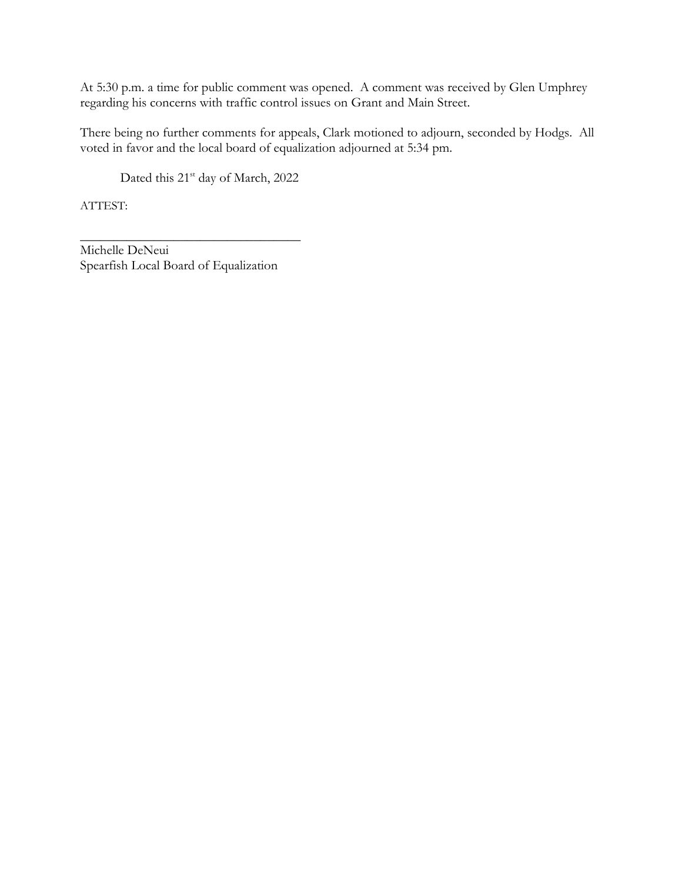At 5:30 p.m. a time for public comment was opened. A comment was received by Glen Umphrey regarding his concerns with traffic control issues on Grant and Main Street.

There being no further comments for appeals, Clark motioned to adjourn, seconded by Hodgs. All voted in favor and the local board of equalization adjourned at 5:34 pm.

Dated this 21st day of March, 2022

ATTEST:

\_\_\_\_\_\_\_\_\_\_\_\_\_\_\_\_\_\_\_\_\_\_\_\_\_\_\_\_\_\_\_\_\_\_

Michelle DeNeui
Spearfish Local Board of Equalization